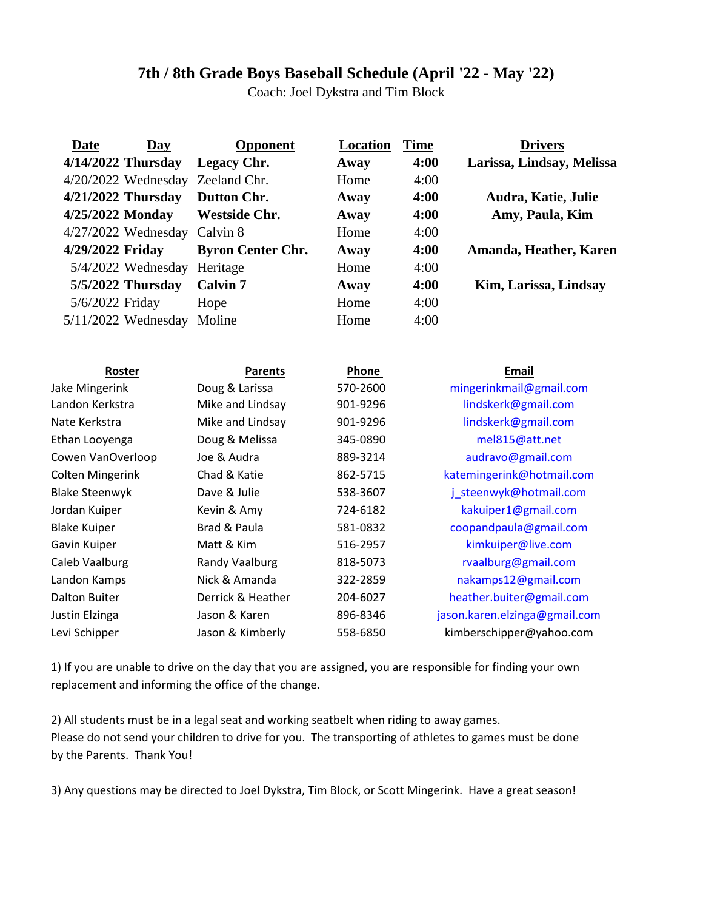# 7th / 8th Grade Boys Baseball Schedule (April '22 - May '22)

Coach: Joel Dykstra and Tim Block

| Date | Day | Opponent | Location | Time | Drivers |
|---|---|---|---|---|---|
| **4/14/2022** | **Thursday** | **Legacy Chr.** | **Away** | **4:00** | **Larissa, Lindsay, Melissa** |
| 4/20/2022 | Wednesday | Zeeland Chr. | Home | 4:00 | |
| **4/21/2022** | **Thursday** | **Dutton Chr.** | **Away** | **4:00** | **Audra, Katie, Julie** |
| **4/25/2022** | **Monday** | **Westside Chr.** | **Away** | **4:00** | **Amy, Paula, Kim** |
| 4/27/2022 | Wednesday | Calvin 8 | Home | 4:00 | |
| **4/29/2022** | **Friday** | **Byron Center Chr.** | **Away** | **4:00** | **Amanda, Heather, Karen** |
| 5/4/2022 | Wednesday | Heritage | Home | 4:00 | |
| **5/5/2022** | **Thursday** | **Calvin 7** | **Away** | **4:00** | **Kim, Larissa, Lindsay** |
| 5/6/2022 | Friday | Hope | Home | 4:00 | |
| 5/11/2022 | Wednesday | Moline | Home | 4:00 | |

| Roster | Parents | Phone | Email |
|---|---|---|---|
| Jake Mingerink | Doug & Larissa | 570-2600 | mingerinkmail@gmail.com |
| Landon Kerkstra | Mike and Lindsay | 901-9296 | lindskerk@gmail.com |
| Nate Kerkstra | Mike and Lindsay | 901-9296 | lindskerk@gmail.com |
| Ethan Looyenga | Doug & Melissa | 345-0890 | mel815@att.net |
| Cowen VanOverloop | Joe & Audra | 889-3214 | audravo@gmail.com |
| Colten Mingerink | Chad & Katie | 862-5715 | katemingerink@hotmail.com |
| Blake Steenwyk | Dave & Julie | 538-3607 | j_steenwyk@hotmail.com |
| Jordan Kuiper | Kevin & Amy | 724-6182 | kakuiper1@gmail.com |
| Blake Kuiper | Brad & Paula | 581-0832 | coopandpaula@gmail.com |
| Gavin Kuiper | Matt & Kim | 516-2957 | kimkuiper@live.com |
| Caleb Vaalburg | Randy Vaalburg | 818-5073 | rvaalburg@gmail.com |
| Landon Kamps | Nick & Amanda | 322-2859 | nakamps12@gmail.com |
| Dalton Buiter | Derrick & Heather | 204-6027 | heather.buiter@gmail.com |
| Justin Elzinga | Jason & Karen | 896-8346 | jason.karen.elzinga@gmail.com |
| Levi Schipper | Jason & Kimberly | 558-6850 | kimberschipper@yahoo.com |

1) If you are unable to drive on the day that you are assigned, you are responsible for finding your own replacement and informing the office of the change.

2) All students must be in a legal seat and working seatbelt when riding to away games.
Please do not send your children to drive for you. The transporting of athletes to games must be done by the Parents. Thank You!

3) Any questions may be directed to Joel Dykstra, Tim Block, or Scott Mingerink. Have a great season!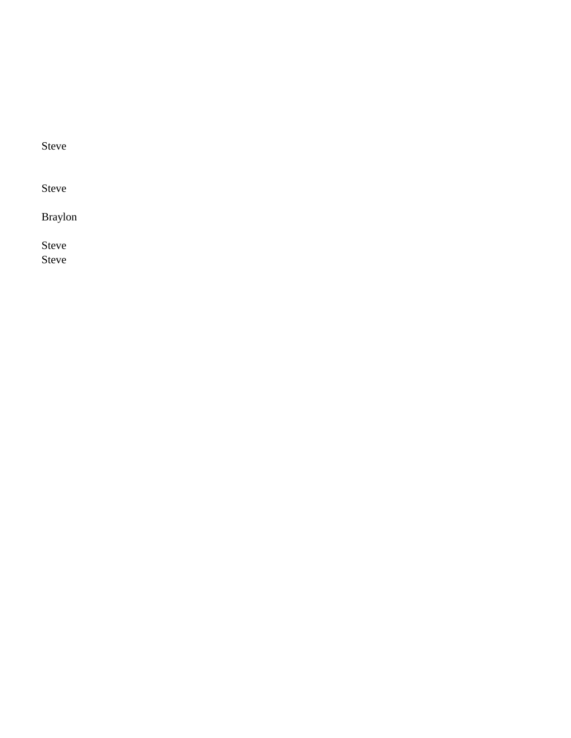Steve

Steve

Braylon

Steve
Steve